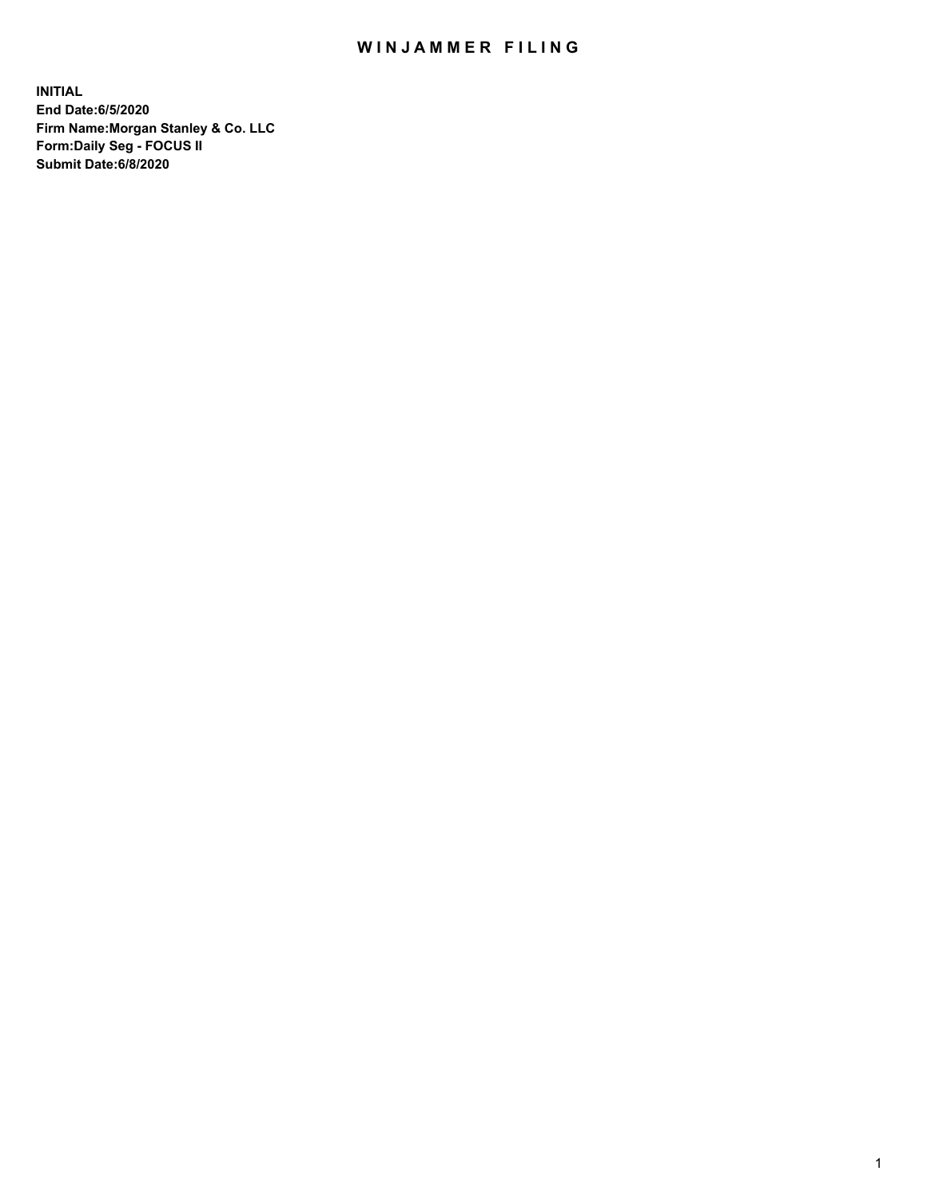# WINJAMMER FILING

**INITIAL**
**End Date:6/5/2020**
**Firm Name:Morgan Stanley & Co. LLC**
**Form:Daily Seg - FOCUS II**
**Submit Date:6/8/2020**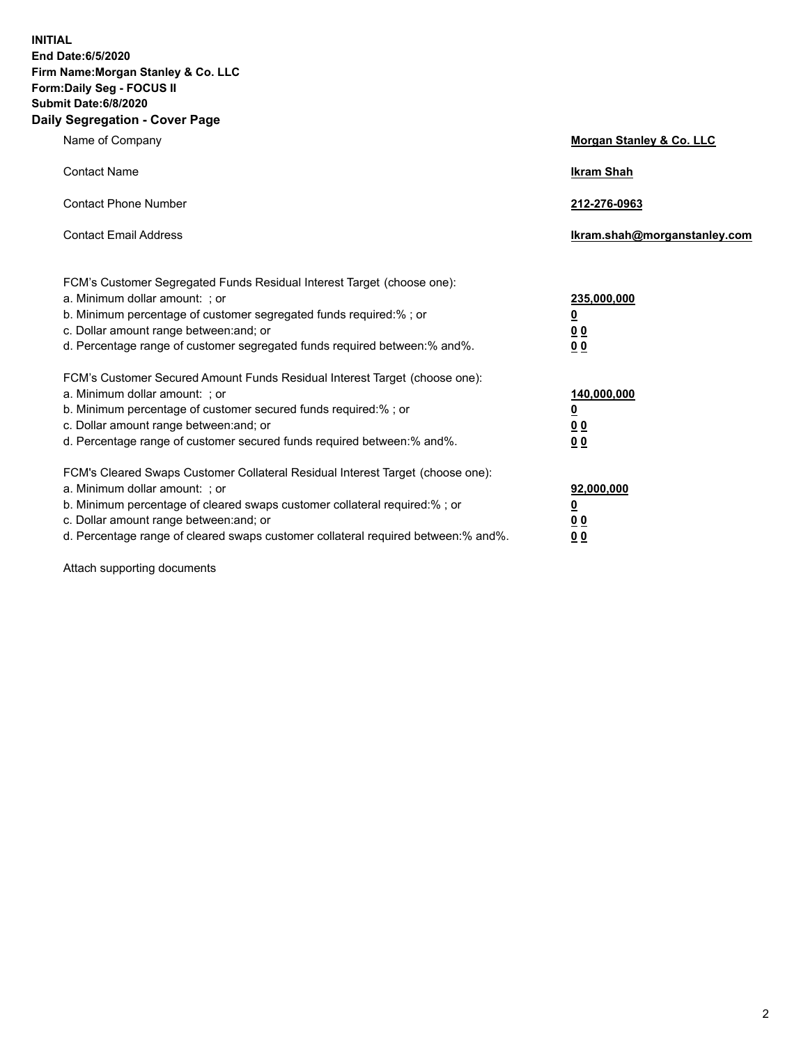**INITIAL**
**End Date:6/5/2020**
**Firm Name:Morgan Stanley & Co. LLC**
**Form:Daily Seg - FOCUS II**
**Submit Date:6/8/2020**

## Daily Segregation - Cover Page

| | |
|---|---|
| Name of Company | **Morgan Stanley & Co. LLC** |
| Contact Name | **Ikram Shah** |
| Contact Phone Number | **212-276-0963** |
| Contact Email Address | **Ikram.shah@morganstanley.com** |

| | |
|---|---|
| FCM's Customer Segregated Funds Residual Interest Target (choose one): | |
| a. Minimum dollar amount: ; or | **235,000,000** |
| b. Minimum percentage of customer segregated funds required:% ; or | **0** |
| c. Dollar amount range between:and; or | **0 0** |
| d. Percentage range of customer segregated funds required between:% and%. | **0 0** |
| FCM's Customer Secured Amount Funds Residual Interest Target (choose one): | |
| a. Minimum dollar amount: ; or | **140,000,000** |
| b. Minimum percentage of customer secured funds required:% ; or | **0** |
| c. Dollar amount range between:and; or | **0 0** |
| d. Percentage range of customer secured funds required between:% and%. | **0 0** |
| FCM's Cleared Swaps Customer Collateral Residual Interest Target (choose one): | |
| a. Minimum dollar amount: ; or | **92,000,000** |
| b. Minimum percentage of cleared swaps customer collateral required:% ; or | **0** |
| c. Dollar amount range between:and; or | **0 0** |
| d. Percentage range of cleared swaps customer collateral required between:% and%. | **0 0** |

Attach supporting documents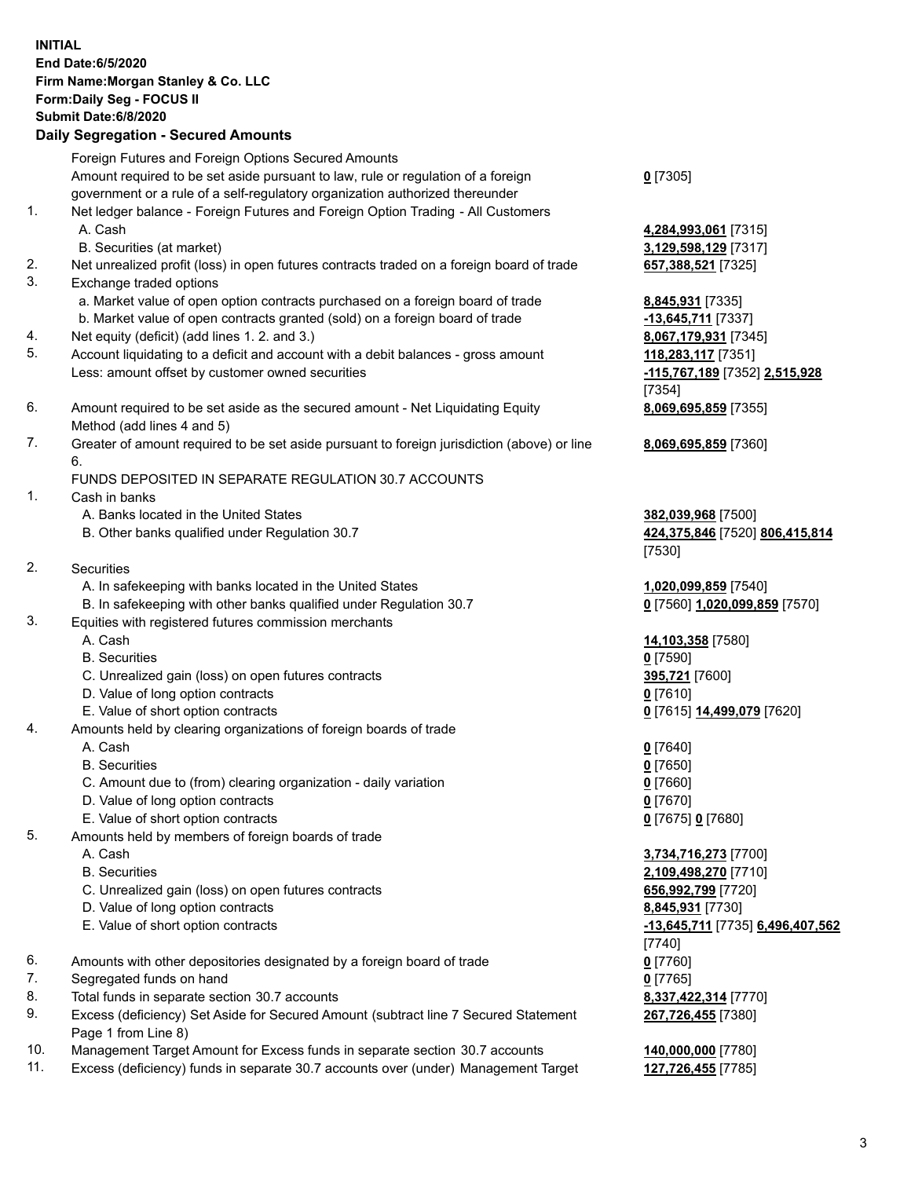**INITIAL**
**End Date:6/5/2020**
**Firm Name:Morgan Stanley & Co. LLC**
**Form:Daily Seg - FOCUS II**
**Submit Date:6/8/2020**

**Daily Segregation - Secured Amounts**

| | | |
|---|---|---|
| | Foreign Futures and Foreign Options Secured Amounts | |
| | Amount required to be set aside pursuant to law, rule or regulation of a foreign government or a rule of a self-regulatory organization authorized thereunder | **0** [7305] |
| 1. | Net ledger balance - Foreign Futures and Foreign Option Trading - All Customers | |
| | A. Cash | **4,284,993,061** [7315] |
| | B. Securities (at market) | **3,129,598,129** [7317] |
| 2. | Net unrealized profit (loss) in open futures contracts traded on a foreign board of trade | **657,388,521** [7325] |
| 3. | Exchange traded options | |
| | a. Market value of open option contracts purchased on a foreign board of trade | **8,845,931** [7335] |
| | b. Market value of open contracts granted (sold) on a foreign board of trade | **-13,645,711** [7337] |
| 4. | Net equity (deficit) (add lines 1. 2. and 3.) | **8,067,179,931** [7345] |
| 5. | Account liquidating to a deficit and account with a debit balances - gross amount | **118,283,117** [7351] |
| | Less: amount offset by customer owned securities | **-115,767,189** [7352] **2,515,928** [7354] |
| 6. | Amount required to be set aside as the secured amount - Net Liquidating Equity Method (add lines 4 and 5) | **8,069,695,859** [7355] |
| 7. | Greater of amount required to be set aside pursuant to foreign jurisdiction (above) or line 6. | **8,069,695,859** [7360] |
| | FUNDS DEPOSITED IN SEPARATE REGULATION 30.7 ACCOUNTS | |
| 1. | Cash in banks | |
| | A. Banks located in the United States | **382,039,968** [7500] |
| | B. Other banks qualified under Regulation 30.7 | **424,375,846** [7520] **806,415,814** [7530] |
| 2. | Securities | |
| | A. In safekeeping with banks located in the United States | **1,020,099,859** [7540] |
| | B. In safekeeping with other banks qualified under Regulation 30.7 | **0** [7560] **1,020,099,859** [7570] |
| 3. | Equities with registered futures commission merchants | |
| | A. Cash | **14,103,358** [7580] |
| | B. Securities | **0** [7590] |
| | C. Unrealized gain (loss) on open futures contracts | **395,721** [7600] |
| | D. Value of long option contracts | **0** [7610] |
| | E. Value of short option contracts | **0** [7615] **14,499,079** [7620] |
| 4. | Amounts held by clearing organizations of foreign boards of trade | |
| | A. Cash | **0** [7640] |
| | B. Securities | **0** [7650] |
| | C. Amount due to (from) clearing organization - daily variation | **0** [7660] |
| | D. Value of long option contracts | **0** [7670] |
| | E. Value of short option contracts | **0** [7675] **0** [7680] |
| 5. | Amounts held by members of foreign boards of trade | |
| | A. Cash | **3,734,716,273** [7700] |
| | B. Securities | **2,109,498,270** [7710] |
| | C. Unrealized gain (loss) on open futures contracts | **656,992,799** [7720] |
| | D. Value of long option contracts | **8,845,931** [7730] |
| | E. Value of short option contracts | **-13,645,711** [7735] **6,496,407,562** [7740] |
| 6. | Amounts with other depositories designated by a foreign board of trade | **0** [7760] |
| 7. | Segregated funds on hand | **0** [7765] |
| 8. | Total funds in separate section 30.7 accounts | **8,337,422,314** [7770] |
| 9. | Excess (deficiency) Set Aside for Secured Amount (subtract line 7 Secured Statement Page 1 from Line 8) | **267,726,455** [7380] |
| 10. | Management Target Amount for Excess funds in separate section 30.7 accounts | **140,000,000** [7780] |
| 11. | Excess (deficiency) funds in separate 30.7 accounts over (under) Management Target | **127,726,455** [7785] |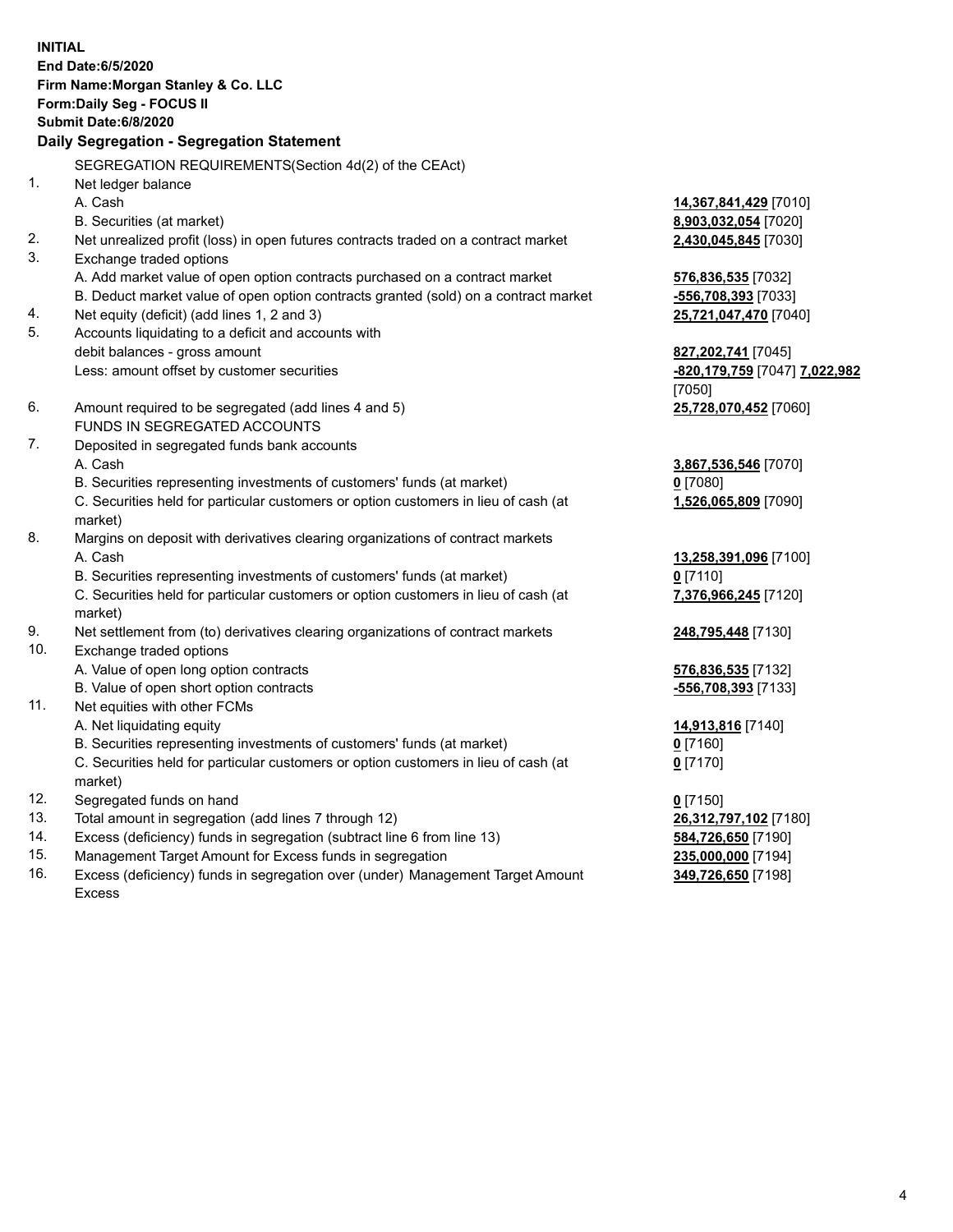**INITIAL**
**End Date:6/5/2020**
**Firm Name:Morgan Stanley & Co. LLC**
**Form:Daily Seg - FOCUS II**
**Submit Date:6/8/2020**

## Daily Segregation - Segregation Statement

SEGREGATION REQUIREMENTS(Section 4d(2) of the CEAct)

| | | |
|---|---|---|
| 1. | Net ledger balance | |
| | A. Cash | **14,367,841,429** [7010] |
| | B. Securities (at market) | **8,903,032,054** [7020] |
| 2. | Net unrealized profit (loss) in open futures contracts traded on a contract market | **2,430,045,845** [7030] |
| 3. | Exchange traded options | |
| | A. Add market value of open option contracts purchased on a contract market | **576,836,535** [7032] |
| | B. Deduct market value of open option contracts granted (sold) on a contract market | **-556,708,393** [7033] |
| 4. | Net equity (deficit) (add lines 1, 2 and 3) | **25,721,047,470** [7040] |
| 5. | Accounts liquidating to a deficit and accounts with debit balances - gross amount | **827,202,741** [7045] |
| | Less: amount offset by customer securities | **-820,179,759** [7047] **7,022,982** [7050] |
| 6. | Amount required to be segregated (add lines 4 and 5) | **25,728,070,452** [7060] |
| | FUNDS IN SEGREGATED ACCOUNTS | |
| 7. | Deposited in segregated funds bank accounts | |
| | A. Cash | **3,867,536,546** [7070] |
| | B. Securities representing investments of customers' funds (at market) | **0** [7080] |
| | C. Securities held for particular customers or option customers in lieu of cash (at market) | **1,526,065,809** [7090] |
| 8. | Margins on deposit with derivatives clearing organizations of contract markets | |
| | A. Cash | **13,258,391,096** [7100] |
| | B. Securities representing investments of customers' funds (at market) | **0** [7110] |
| | C. Securities held for particular customers or option customers in lieu of cash (at market) | **7,376,966,245** [7120] |
| 9. | Net settlement from (to) derivatives clearing organizations of contract markets | **248,795,448** [7130] |
| 10. | Exchange traded options | |
| | A. Value of open long option contracts | **576,836,535** [7132] |
| | B. Value of open short option contracts | **-556,708,393** [7133] |
| 11. | Net equities with other FCMs | |
| | A. Net liquidating equity | **14,913,816** [7140] |
| | B. Securities representing investments of customers' funds (at market) | **0** [7160] |
| | C. Securities held for particular customers or option customers in lieu of cash (at market) | **0** [7170] |
| 12. | Segregated funds on hand | **0** [7150] |
| 13. | Total amount in segregation (add lines 7 through 12) | **26,312,797,102** [7180] |
| 14. | Excess (deficiency) funds in segregation (subtract line 6 from line 13) | **584,726,650** [7190] |
| 15. | Management Target Amount for Excess funds in segregation | **235,000,000** [7194] |
| 16. | Excess (deficiency) funds in segregation over (under) Management Target Amount Excess | **349,726,650** [7198] |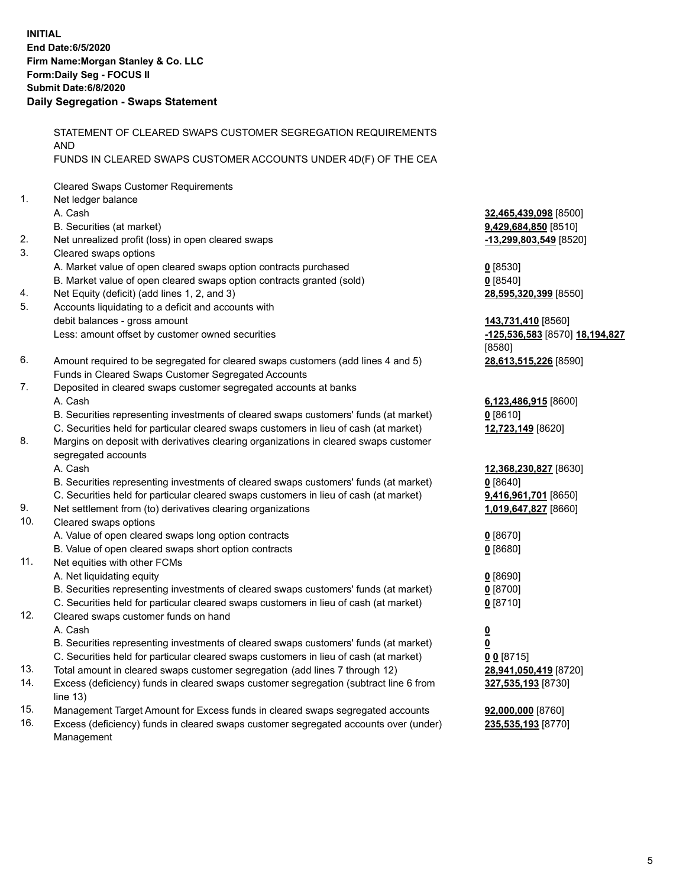**INITIAL**
**End Date:6/5/2020**
**Firm Name:Morgan Stanley & Co. LLC**
**Form:Daily Seg - FOCUS II**
**Submit Date:6/8/2020**
**Daily Segregation - Swaps Statement**

STATEMENT OF CLEARED SWAPS CUSTOMER SEGREGATION REQUIREMENTS AND FUNDS IN CLEARED SWAPS CUSTOMER ACCOUNTS UNDER 4D(F) OF THE CEA

| | | |
|---|---|---|
| | Cleared Swaps Customer Requirements | |
| 1. | Net ledger balance | |
| | A. Cash | **32,465,439,098** [8500] |
| | B. Securities (at market) | **9,429,684,850** [8510] |
| 2. | Net unrealized profit (loss) in open cleared swaps | **-13,299,803,549** [8520] |
| 3. | Cleared swaps options | |
| | A. Market value of open cleared swaps option contracts purchased | **0** [8530] |
| | B. Market value of open cleared swaps option contracts granted (sold) | **0** [8540] |
| 4. | Net Equity (deficit) (add lines 1, 2, and 3) | **28,595,320,399** [8550] |
| 5. | Accounts liquidating to a deficit and accounts with debit balances - gross amount | **143,731,410** [8560] |
| | Less: amount offset by customer owned securities | **-125,536,583** [8570] **18,194,827** [8580] |
| 6. | Amount required to be segregated for cleared swaps customers (add lines 4 and 5) | **28,613,515,226** [8590] |
| | Funds in Cleared Swaps Customer Segregated Accounts | |
| 7. | Deposited in cleared swaps customer segregated accounts at banks | |
| | A. Cash | **6,123,486,915** [8600] |
| | B. Securities representing investments of cleared swaps customers' funds (at market) | **0** [8610] |
| | C. Securities held for particular cleared swaps customers in lieu of cash (at market) | **12,723,149** [8620] |
| 8. | Margins on deposit with derivatives clearing organizations in cleared swaps customer segregated accounts | |
| | A. Cash | **12,368,230,827** [8630] |
| | B. Securities representing investments of cleared swaps customers' funds (at market) | **0** [8640] |
| | C. Securities held for particular cleared swaps customers in lieu of cash (at market) | **9,416,961,701** [8650] |
| 9. | Net settlement from (to) derivatives clearing organizations | **1,019,647,827** [8660] |
| 10. | Cleared swaps options | |
| | A. Value of open cleared swaps long option contracts | **0** [8670] |
| | B. Value of open cleared swaps short option contracts | **0** [8680] |
| 11. | Net equities with other FCMs | |
| | A. Net liquidating equity | **0** [8690] |
| | B. Securities representing investments of cleared swaps customers' funds (at market) | **0** [8700] |
| | C. Securities held for particular cleared swaps customers in lieu of cash (at market) | **0** [8710] |
| 12. | Cleared swaps customer funds on hand | |
| | A. Cash | **0** |
| | B. Securities representing investments of cleared swaps customers' funds (at market) | **0** |
| | C. Securities held for particular cleared swaps customers in lieu of cash (at market) | **0** **0** [8715] |
| 13. | Total amount in cleared swaps customer segregation (add lines 7 through 12) | **28,941,050,419** [8720] |
| 14. | Excess (deficiency) funds in cleared swaps customer segregation (subtract line 6 from line 13) | **327,535,193** [8730] |
| 15. | Management Target Amount for Excess funds in cleared swaps segregated accounts | **92,000,000** [8760] |
| 16. | Excess (deficiency) funds in cleared swaps customer segregated accounts over (under) Management | **235,535,193** [8770] |